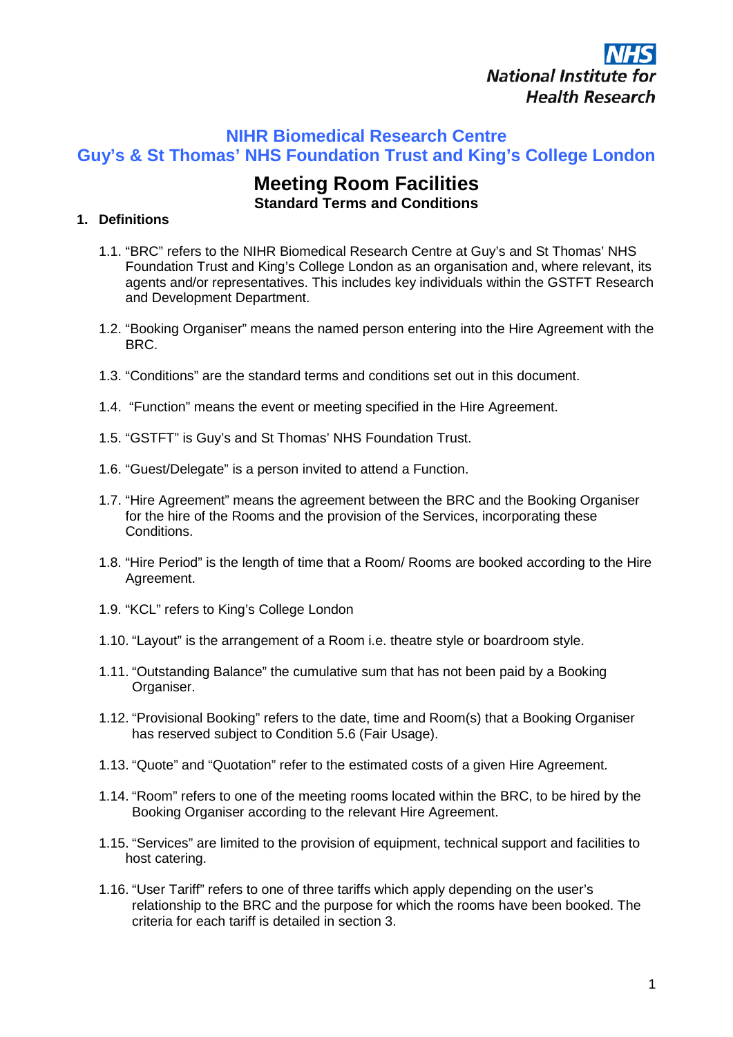NHS
National Institute for Health Research

## NIHR Biomedical Research Centre
## Guy's & St Thomas' NHS Foundation Trust and King's College London

# Meeting Room Facilities
### Standard Terms and Conditions

**1. Definitions**

1.1. "BRC" refers to the NIHR Biomedical Research Centre at Guy's and St Thomas' NHS Foundation Trust and King's College London as an organisation and, where relevant, its agents and/or representatives. This includes key individuals within the GSTFT Research and Development Department.

1.2. "Booking Organiser" means the named person entering into the Hire Agreement with the BRC.

1.3. "Conditions" are the standard terms and conditions set out in this document.

1.4. "Function" means the event or meeting specified in the Hire Agreement.

1.5. "GSTFT" is Guy's and St Thomas' NHS Foundation Trust.

1.6. "Guest/Delegate" is a person invited to attend a Function.

1.7. "Hire Agreement" means the agreement between the BRC and the Booking Organiser for the hire of the Rooms and the provision of the Services, incorporating these Conditions.

1.8. "Hire Period" is the length of time that a Room/ Rooms are booked according to the Hire Agreement.

1.9. "KCL" refers to King's College London

1.10. "Layout" is the arrangement of a Room i.e. theatre style or boardroom style.

1.11. "Outstanding Balance" the cumulative sum that has not been paid by a Booking Organiser.

1.12. "Provisional Booking" refers to the date, time and Room(s) that a Booking Organiser has reserved subject to Condition 5.6 (Fair Usage).

1.13. "Quote" and "Quotation" refer to the estimated costs of a given Hire Agreement.

1.14. "Room" refers to one of the meeting rooms located within the BRC, to be hired by the Booking Organiser according to the relevant Hire Agreement.

1.15. "Services" are limited to the provision of equipment, technical support and facilities to host catering.

1.16. "User Tariff" refers to one of three tariffs which apply depending on the user's relationship to the BRC and the purpose for which the rooms have been booked. The criteria for each tariff is detailed in section 3.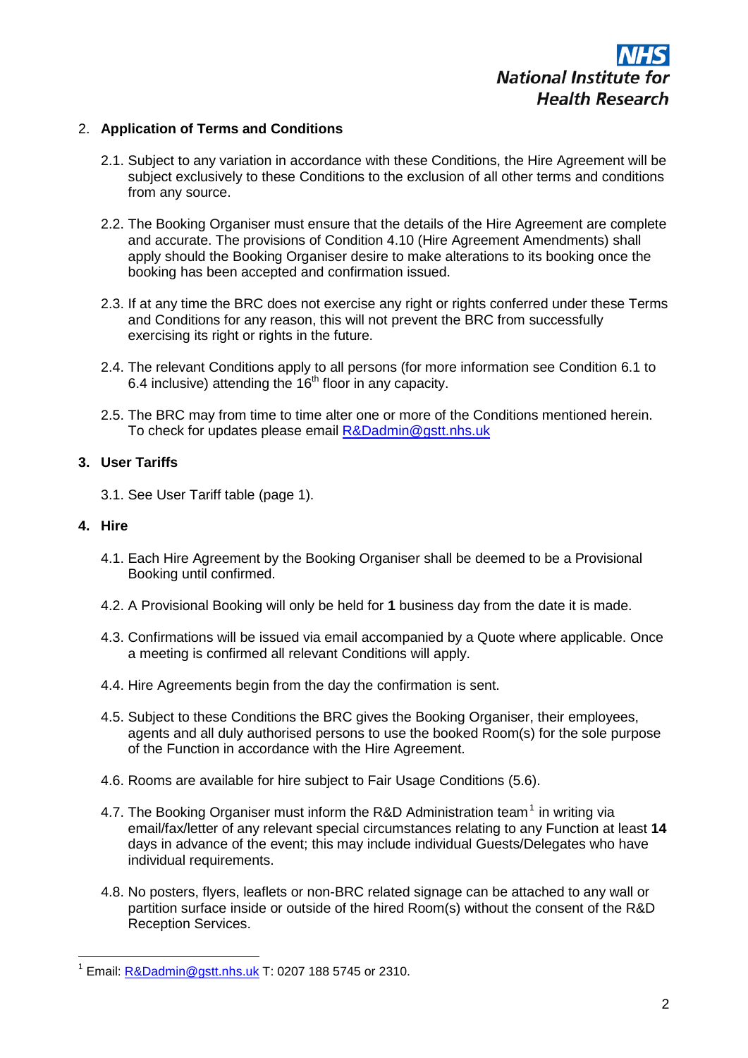## 2. Application of Terms and Conditions

2.1. Subject to any variation in accordance with these Conditions, the Hire Agreement will be subject exclusively to these Conditions to the exclusion of all other terms and conditions from any source.

2.2. The Booking Organiser must ensure that the details of the Hire Agreement are complete and accurate. The provisions of Condition 4.10 (Hire Agreement Amendments) shall apply should the Booking Organiser desire to make alterations to its booking once the booking has been accepted and confirmation issued.

2.3. If at any time the BRC does not exercise any right or rights conferred under these Terms and Conditions for any reason, this will not prevent the BRC from successfully exercising its right or rights in the future.

2.4. The relevant Conditions apply to all persons (for more information see Condition 6.1 to 6.4 inclusive) attending the 16th floor in any capacity.

2.5. The BRC may from time to time alter one or more of the Conditions mentioned herein. To check for updates please email R&Dadmin@gstt.nhs.uk

## 3. User Tariffs

3.1. See User Tariff table (page 1).

## 4. Hire

4.1. Each Hire Agreement by the Booking Organiser shall be deemed to be a Provisional Booking until confirmed.

4.2. A Provisional Booking will only be held for **1** business day from the date it is made.

4.3. Confirmations will be issued via email accompanied by a Quote where applicable. Once a meeting is confirmed all relevant Conditions will apply.

4.4. Hire Agreements begin from the day the confirmation is sent.

4.5. Subject to these Conditions the BRC gives the Booking Organiser, their employees, agents and all duly authorised persons to use the booked Room(s) for the sole purpose of the Function in accordance with the Hire Agreement.

4.6. Rooms are available for hire subject to Fair Usage Conditions (5.6).

4.7. The Booking Organiser must inform the R&D Administration team[1] in writing via email/fax/letter of any relevant special circumstances relating to any Function at least **14** days in advance of the event; this may include individual Guests/Delegates who have individual requirements.

4.8. No posters, flyers, leaflets or non-BRC related signage can be attached to any wall or partition surface inside or outside of the hired Room(s) without the consent of the R&D Reception Services.

---

[1] Email: R&Dadmin@gstt.nhs.uk T: 0207 188 5745 or 2310.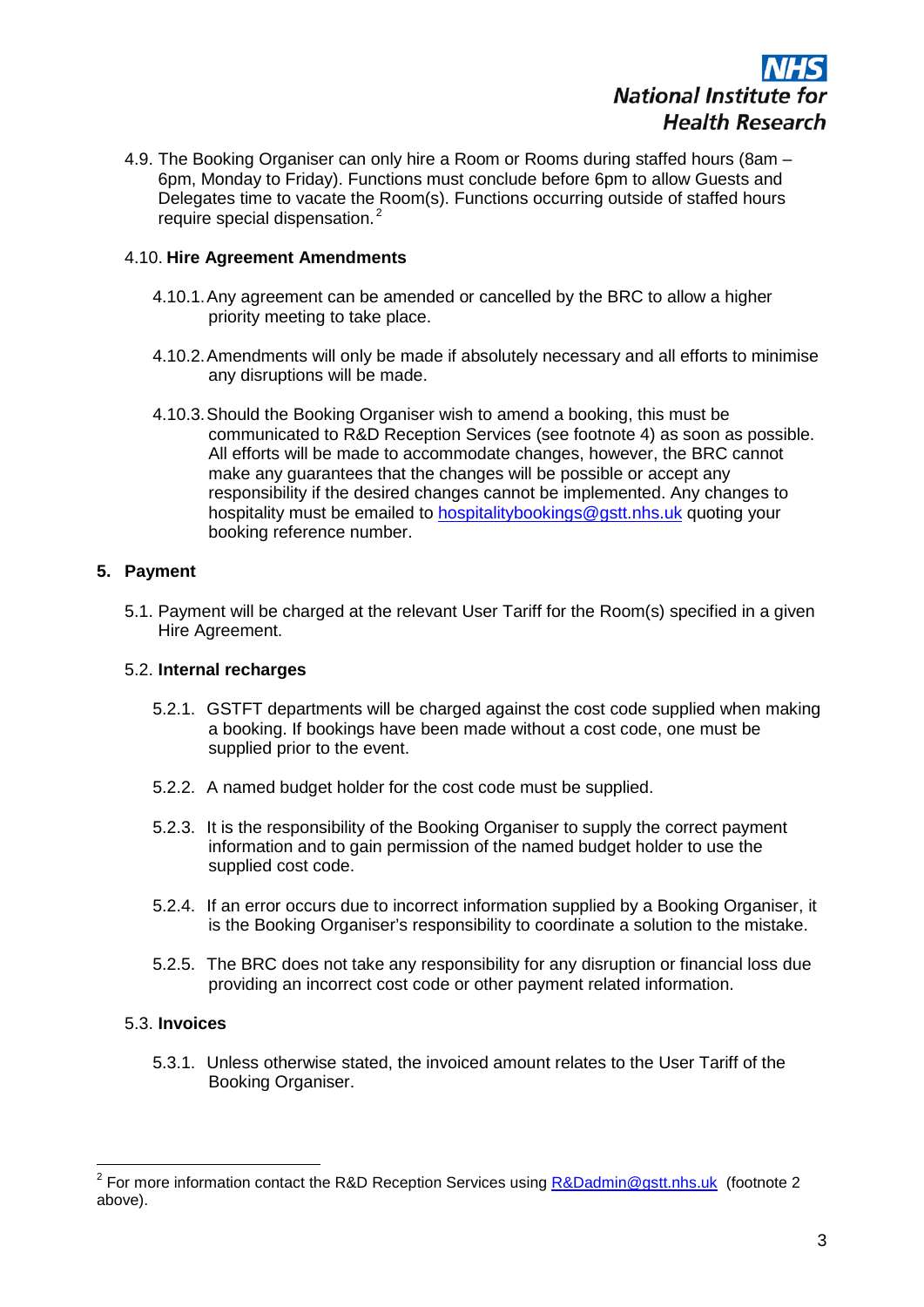4.9. The Booking Organiser can only hire a Room or Rooms during staffed hours (8am – 6pm, Monday to Friday). Functions must conclude before 6pm to allow Guests and Delegates time to vacate the Room(s). Functions occurring outside of staffed hours require special dispensation.[2]

4.10. **Hire Agreement Amendments**

4.10.1. Any agreement can be amended or cancelled by the BRC to allow a higher priority meeting to take place.

4.10.2. Amendments will only be made if absolutely necessary and all efforts to minimise any disruptions will be made.

4.10.3. Should the Booking Organiser wish to amend a booking, this must be communicated to R&D Reception Services (see footnote 4) as soon as possible. All efforts will be made to accommodate changes, however, the BRC cannot make any guarantees that the changes will be possible or accept any responsibility if the desired changes cannot be implemented. Any changes to hospitality must be emailed to hospitalitybookings@gstt.nhs.uk quoting your booking reference number.

## 5. Payment

5.1. Payment will be charged at the relevant User Tariff for the Room(s) specified in a given Hire Agreement.

5.2. **Internal recharges**

5.2.1. GSTFT departments will be charged against the cost code supplied when making a booking. If bookings have been made without a cost code, one must be supplied prior to the event.

5.2.2. A named budget holder for the cost code must be supplied.

5.2.3. It is the responsibility of the Booking Organiser to supply the correct payment information and to gain permission of the named budget holder to use the supplied cost code.

5.2.4. If an error occurs due to incorrect information supplied by a Booking Organiser, it is the Booking Organiser's responsibility to coordinate a solution to the mistake.

5.2.5. The BRC does not take any responsibility for any disruption or financial loss due providing an incorrect cost code or other payment related information.

5.3. **Invoices**

5.3.1. Unless otherwise stated, the invoiced amount relates to the User Tariff of the Booking Organiser.

---

[2] For more information contact the R&D Reception Services using R&Dadmin@gstt.nhs.uk (footnote 2 above).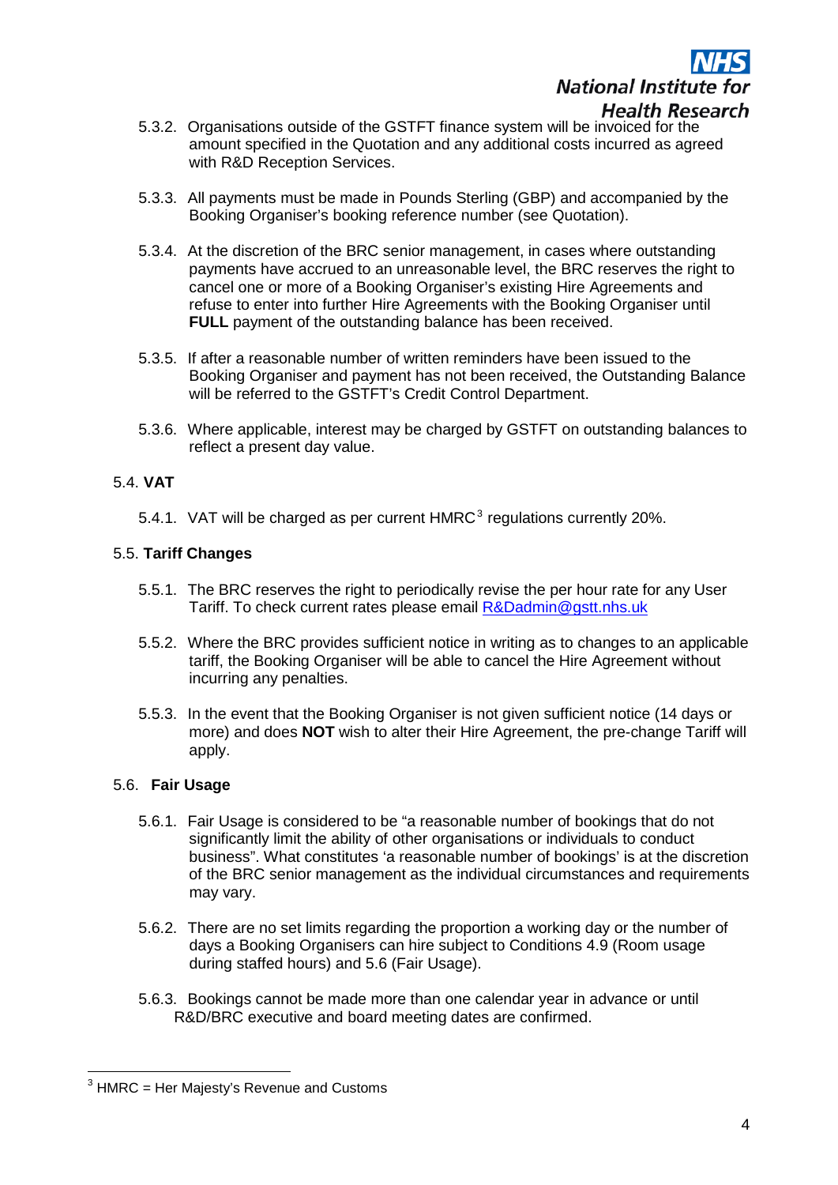5.3.2. Organisations outside of the GSTFT finance system will be invoiced for the amount specified in the Quotation and any additional costs incurred as agreed with R&D Reception Services.

5.3.3. All payments must be made in Pounds Sterling (GBP) and accompanied by the Booking Organiser's booking reference number (see Quotation).

5.3.4. At the discretion of the BRC senior management, in cases where outstanding payments have accrued to an unreasonable level, the BRC reserves the right to cancel one or more of a Booking Organiser's existing Hire Agreements and refuse to enter into further Hire Agreements with the Booking Organiser until **FULL** payment of the outstanding balance has been received.

5.3.5. If after a reasonable number of written reminders have been issued to the Booking Organiser and payment has not been received, the Outstanding Balance will be referred to the GSTFT's Credit Control Department.

5.3.6. Where applicable, interest may be charged by GSTFT on outstanding balances to reflect a present day value.

5.4. **VAT**

5.4.1. VAT will be charged as per current HMRC[3] regulations currently 20%.

5.5. **Tariff Changes**

5.5.1. The BRC reserves the right to periodically revise the per hour rate for any User Tariff. To check current rates please email R&Dadmin@gstt.nhs.uk

5.5.2. Where the BRC provides sufficient notice in writing as to changes to an applicable tariff, the Booking Organiser will be able to cancel the Hire Agreement without incurring any penalties.

5.5.3. In the event that the Booking Organiser is not given sufficient notice (14 days or more) and does **NOT** wish to alter their Hire Agreement, the pre-change Tariff will apply.

5.6. **Fair Usage**

5.6.1. Fair Usage is considered to be "a reasonable number of bookings that do not significantly limit the ability of other organisations or individuals to conduct business". What constitutes 'a reasonable number of bookings' is at the discretion of the BRC senior management as the individual circumstances and requirements may vary.

5.6.2. There are no set limits regarding the proportion a working day or the number of days a Booking Organisers can hire subject to Conditions 4.9 (Room usage during staffed hours) and 5.6 (Fair Usage).

5.6.3. Bookings cannot be made more than one calendar year in advance or until R&D/BRC executive and board meeting dates are confirmed.

[3] HMRC = Her Majesty's Revenue and Customs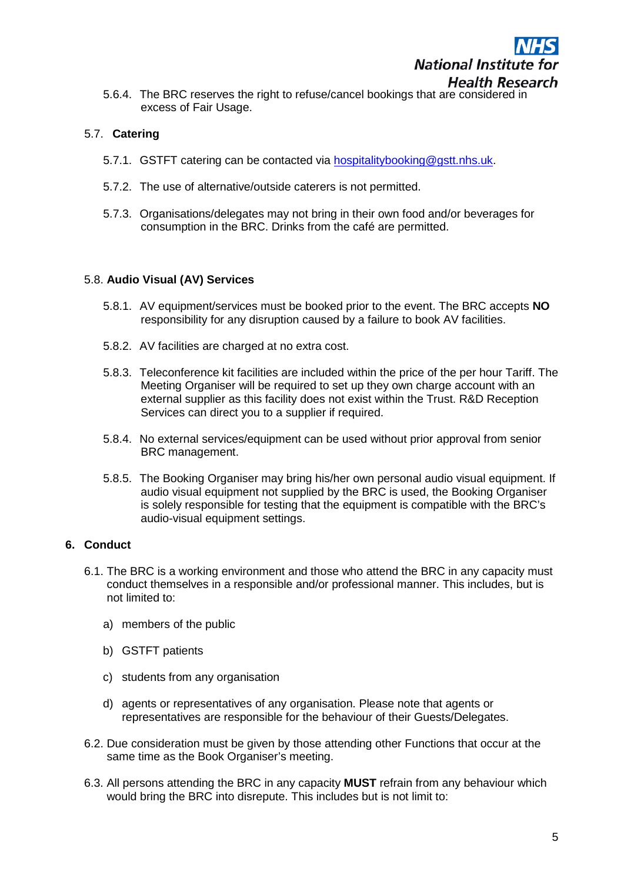5.6.4. The BRC reserves the right to refuse/cancel bookings that are considered in excess of Fair Usage.

### 5.7. Catering

5.7.1. GSTFT catering can be contacted via [hospitalitybooking@gstt.nhs.uk](mailto:hospitalitybooking@gstt.nhs.uk).

5.7.2. The use of alternative/outside caterers is not permitted.

5.7.3. Organisations/delegates may not bring in their own food and/or beverages for consumption in the BRC. Drinks from the café are permitted.

### 5.8. Audio Visual (AV) Services

5.8.1. AV equipment/services must be booked prior to the event. The BRC accepts **NO** responsibility for any disruption caused by a failure to book AV facilities.

5.8.2. AV facilities are charged at no extra cost.

5.8.3. Teleconference kit facilities are included within the price of the per hour Tariff. The Meeting Organiser will be required to set up they own charge account with an external supplier as this facility does not exist within the Trust. R&D Reception Services can direct you to a supplier if required.

5.8.4. No external services/equipment can be used without prior approval from senior BRC management.

5.8.5. The Booking Organiser may bring his/her own personal audio visual equipment. If audio visual equipment not supplied by the BRC is used, the Booking Organiser is solely responsible for testing that the equipment is compatible with the BRC's audio-visual equipment settings.

## 6. Conduct

6.1. The BRC is a working environment and those who attend the BRC in any capacity must conduct themselves in a responsible and/or professional manner. This includes, but is not limited to:

a) members of the public

b) GSTFT patients

c) students from any organisation

d) agents or representatives of any organisation. Please note that agents or representatives are responsible for the behaviour of their Guests/Delegates.

6.2. Due consideration must be given by those attending other Functions that occur at the same time as the Book Organiser's meeting.

6.3. All persons attending the BRC in any capacity **MUST** refrain from any behaviour which would bring the BRC into disrepute. This includes but is not limit to: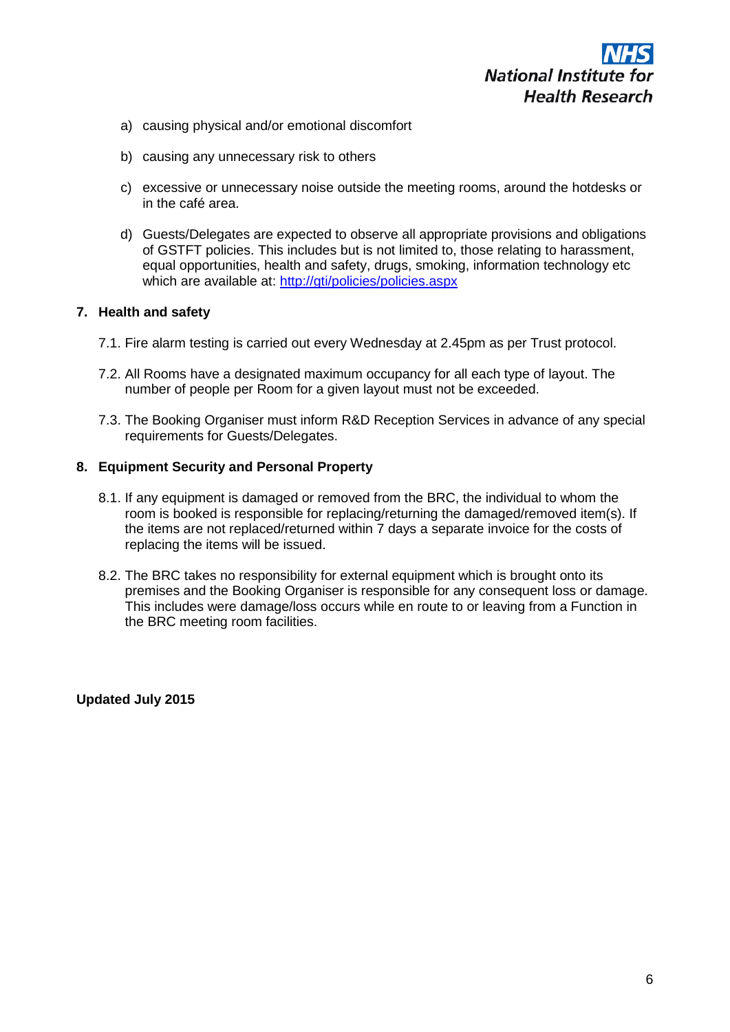a) causing physical and/or emotional discomfort

b) causing any unnecessary risk to others

c) excessive or unnecessary noise outside the meeting rooms, around the hotdesks or in the café area.

d) Guests/Delegates are expected to observe all appropriate provisions and obligations of GSTFT policies. This includes but is not limited to, those relating to harassment, equal opportunities, health and safety, drugs, smoking, information technology etc which are available at: [http://gti/policies/policies.aspx](http://gti/policies/policies.aspx)

## 7. Health and safety

7.1. Fire alarm testing is carried out every Wednesday at 2.45pm as per Trust protocol.

7.2. All Rooms have a designated maximum occupancy for all each type of layout. The number of people per Room for a given layout must not be exceeded.

7.3. The Booking Organiser must inform R&D Reception Services in advance of any special requirements for Guests/Delegates.

## 8. Equipment Security and Personal Property

8.1. If any equipment is damaged or removed from the BRC, the individual to whom the room is booked is responsible for replacing/returning the damaged/removed item(s). If the items are not replaced/returned within 7 days a separate invoice for the costs of replacing the items will be issued.

8.2. The BRC takes no responsibility for external equipment which is brought onto its premises and the Booking Organiser is responsible for any consequent loss or damage. This includes were damage/loss occurs while en route to or leaving from a Function in the BRC meeting room facilities.

**Updated July 2015**